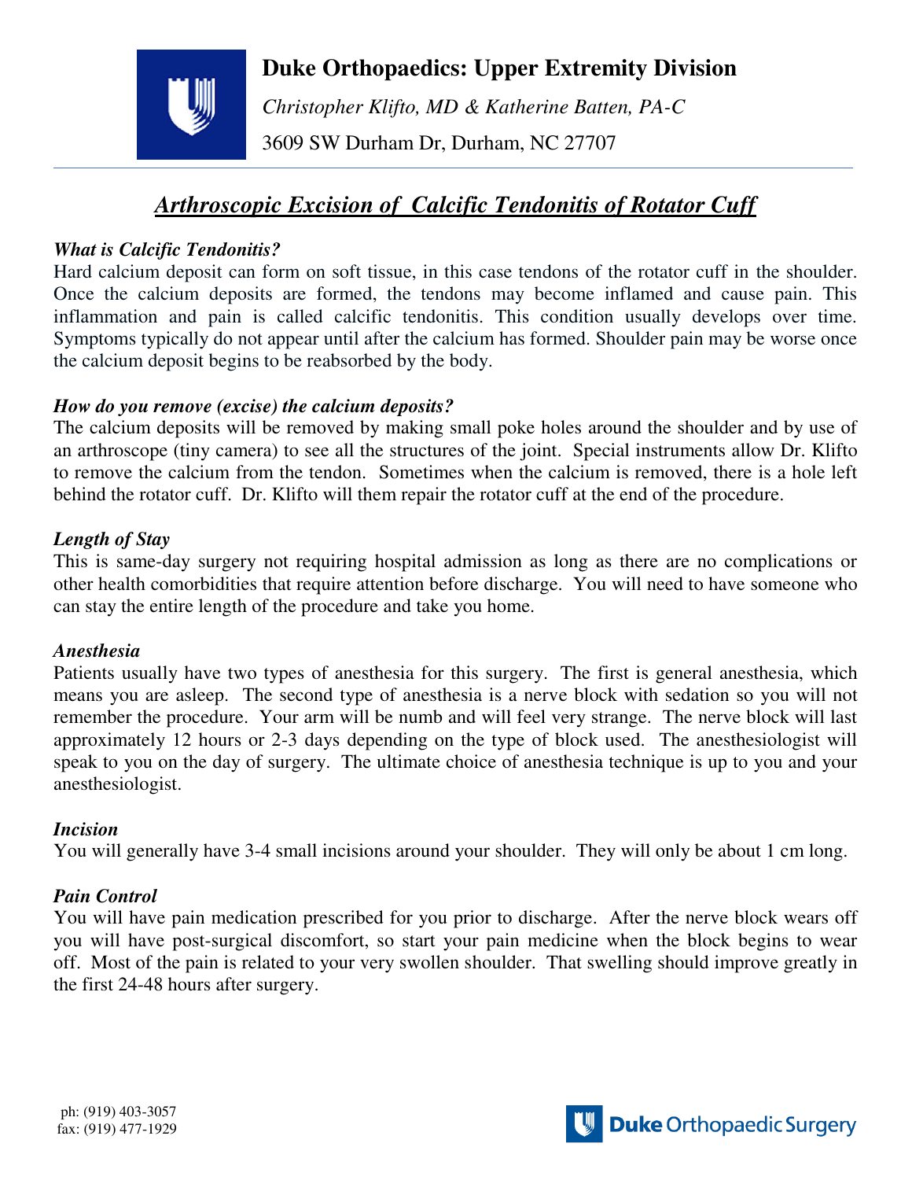# Duke Orthopaedics: Upper Extremity Division

*Christopher Klifto, MD & Katherine Batten, PA-C*

3609 SW Durham Dr, Durham, NC 27707

## *Arthroscopic Excision of Calcific Tendonitis of Rotator Cuff*

### *What is Calcific Tendonitis?*

Hard calcium deposit can form on soft tissue, in this case tendons of the rotator cuff in the shoulder. Once the calcium deposits are formed, the tendons may become inflamed and cause pain. This inflammation and pain is called calcific tendonitis. This condition usually develops over time. Symptoms typically do not appear until after the calcium has formed. Shoulder pain may be worse once the calcium deposit begins to be reabsorbed by the body.

### *How do you remove (excise) the calcium deposits?*

The calcium deposits will be removed by making small poke holes around the shoulder and by use of an arthroscope (tiny camera) to see all the structures of the joint. Special instruments allow Dr. Klifto to remove the calcium from the tendon. Sometimes when the calcium is removed, there is a hole left behind the rotator cuff. Dr. Klifto will them repair the rotator cuff at the end of the procedure.

### *Length of Stay*

This is same-day surgery not requiring hospital admission as long as there are no complications or other health comorbidities that require attention before discharge. You will need to have someone who can stay the entire length of the procedure and take you home.

### *Anesthesia*

Patients usually have two types of anesthesia for this surgery. The first is general anesthesia, which means you are asleep. The second type of anesthesia is a nerve block with sedation so you will not remember the procedure. Your arm will be numb and will feel very strange. The nerve block will last approximately 12 hours or 2-3 days depending on the type of block used. The anesthesiologist will speak to you on the day of surgery. The ultimate choice of anesthesia technique is up to you and your anesthesiologist.

### *Incision*

You will generally have 3-4 small incisions around your shoulder. They will only be about 1 cm long.

### *Pain Control*

You will have pain medication prescribed for you prior to discharge. After the nerve block wears off you will have post-surgical discomfort, so start your pain medicine when the block begins to wear off. Most of the pain is related to your very swollen shoulder. That swelling should improve greatly in the first 24-48 hours after surgery.

ph: (919) 403-3057
fax: (919) 477-1929

Duke Orthopaedic Surgery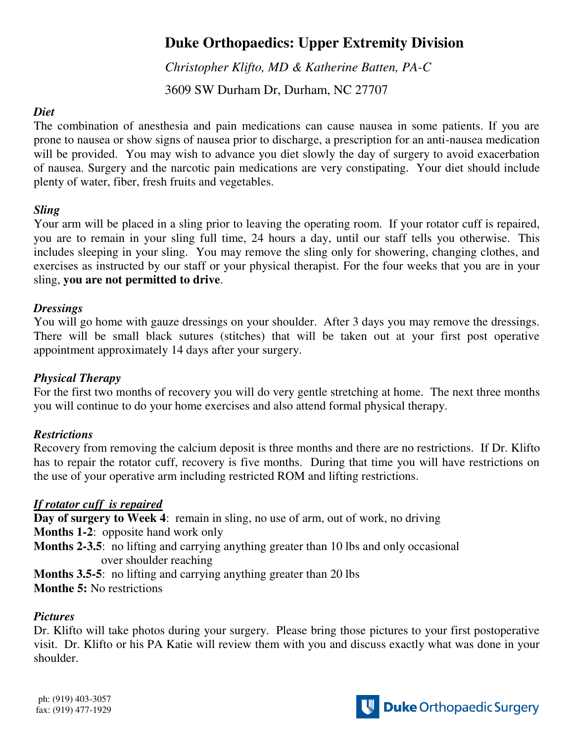# Duke Orthopaedics: Upper Extremity Division

*Christopher Klifto, MD & Katherine Batten, PA-C*

3609 SW Durham Dr, Durham, NC 27707

### *Diet*

The combination of anesthesia and pain medications can cause nausea in some patients. If you are prone to nausea or show signs of nausea prior to discharge, a prescription for an anti-nausea medication will be provided. You may wish to advance you diet slowly the day of surgery to avoid exacerbation of nausea. Surgery and the narcotic pain medications are very constipating. Your diet should include plenty of water, fiber, fresh fruits and vegetables.

### *Sling*

Your arm will be placed in a sling prior to leaving the operating room. If your rotator cuff is repaired, you are to remain in your sling full time, 24 hours a day, until our staff tells you otherwise. This includes sleeping in your sling. You may remove the sling only for showering, changing clothes, and exercises as instructed by our staff or your physical therapist. For the four weeks that you are in your sling, **you are not permitted to drive**.

### *Dressings*

You will go home with gauze dressings on your shoulder. After 3 days you may remove the dressings. There will be small black sutures (stitches) that will be taken out at your first post operative appointment approximately 14 days after your surgery.

### *Physical Therapy*

For the first two months of recovery you will do very gentle stretching at home. The next three months you will continue to do your home exercises and also attend formal physical therapy.

### *Restrictions*

Recovery from removing the calcium deposit is three months and there are no restrictions. If Dr. Klifto has to repair the rotator cuff, recovery is five months. During that time you will have restrictions on the use of your operative arm including restricted ROM and lifting restrictions.

### ***<u>If rotator cuff is repaired</u>***

**Day of surgery to Week 4**: remain in sling, no use of arm, out of work, no driving
**Months 1-2**: opposite hand work only
**Months 2-3.5**: no lifting and carrying anything greater than 10 lbs and only occasional over shoulder reaching
**Months 3.5-5**: no lifting and carrying anything greater than 20 lbs
**Monthe 5:** No restrictions

### *Pictures*

Dr. Klifto will take photos during your surgery. Please bring those pictures to your first postoperative visit. Dr. Klifto or his PA Katie will review them with you and discuss exactly what was done in your shoulder.

ph: (919) 403-3057
fax: (919) 477-1929

Duke Orthopaedic Surgery